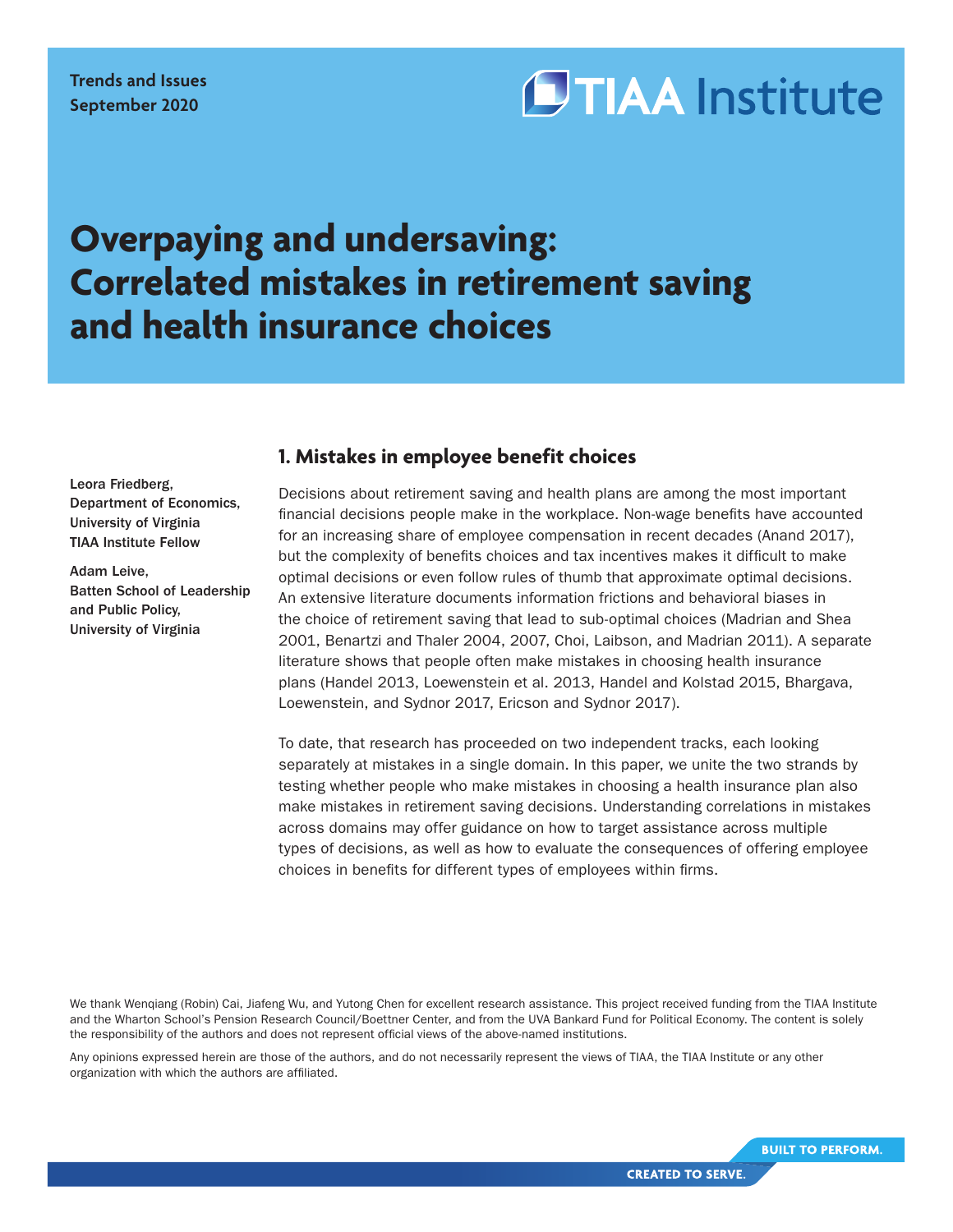Trends and Issues
September 2020

# Overpaying and undersaving: Correlated mistakes in retirement saving and health insurance choices

Leora Friedberg,
Department of Economics,
University of Virginia
TIAA Institute Fellow

Adam Leive,
Batten School of Leadership and Public Policy,
University of Virginia

## 1. Mistakes in employee benefit choices

Decisions about retirement saving and health plans are among the most important financial decisions people make in the workplace. Non-wage benefits have accounted for an increasing share of employee compensation in recent decades (Anand 2017), but the complexity of benefits choices and tax incentives makes it difficult to make optimal decisions or even follow rules of thumb that approximate optimal decisions. An extensive literature documents information frictions and behavioral biases in the choice of retirement saving that lead to sub-optimal choices (Madrian and Shea 2001, Benartzi and Thaler 2004, 2007, Choi, Laibson, and Madrian 2011). A separate literature shows that people often make mistakes in choosing health insurance plans (Handel 2013, Loewenstein et al. 2013, Handel and Kolstad 2015, Bhargava, Loewenstein, and Sydnor 2017, Ericson and Sydnor 2017).

To date, that research has proceeded on two independent tracks, each looking separately at mistakes in a single domain. In this paper, we unite the two strands by testing whether people who make mistakes in choosing a health insurance plan also make mistakes in retirement saving decisions. Understanding correlations in mistakes across domains may offer guidance on how to target assistance across multiple types of decisions, as well as how to evaluate the consequences of offering employee choices in benefits for different types of employees within firms.

We thank Wenqiang (Robin) Cai, Jiafeng Wu, and Yutong Chen for excellent research assistance. This project received funding from the TIAA Institute and the Wharton School's Pension Research Council/Boettner Center, and from the UVA Bankard Fund for Political Economy. The content is solely the responsibility of the authors and does not represent official views of the above-named institutions.

Any opinions expressed herein are those of the authors, and do not necessarily represent the views of TIAA, the TIAA Institute or any other organization with which the authors are affiliated.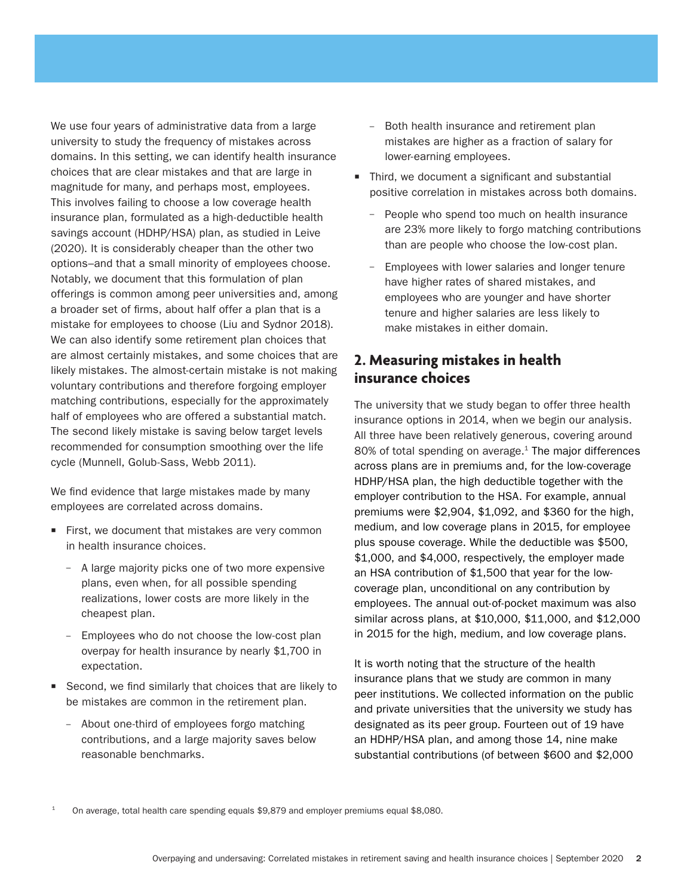We use four years of administrative data from a large university to study the frequency of mistakes across domains. In this setting, we can identify health insurance choices that are clear mistakes and that are large in magnitude for many, and perhaps most, employees. This involves failing to choose a low coverage health insurance plan, formulated as a high-deductible health savings account (HDHP/HSA) plan, as studied in Leive (2020). It is considerably cheaper than the other two options–and that a small minority of employees choose. Notably, we document that this formulation of plan offerings is common among peer universities and, among a broader set of firms, about half offer a plan that is a mistake for employees to choose (Liu and Sydnor 2018). We can also identify some retirement plan choices that are almost certainly mistakes, and some choices that are likely mistakes. The almost-certain mistake is not making voluntary contributions and therefore forgoing employer matching contributions, especially for the approximately half of employees who are offered a substantial match. The second likely mistake is saving below target levels recommended for consumption smoothing over the life cycle (Munnell, Golub-Sass, Webb 2011).

We find evidence that large mistakes made by many employees are correlated across domains.

- First, we document that mistakes are very common in health insurance choices.
  - A large majority picks one of two more expensive plans, even when, for all possible spending realizations, lower costs are more likely in the cheapest plan.
  - Employees who do not choose the low-cost plan overpay for health insurance by nearly $1,700 in expectation.
- Second, we find similarly that choices that are likely to be mistakes are common in the retirement plan.
  - About one-third of employees forgo matching contributions, and a large majority saves below reasonable benchmarks.
  - Both health insurance and retirement plan mistakes are higher as a fraction of salary for lower-earning employees.
- Third, we document a significant and substantial positive correlation in mistakes across both domains.
  - People who spend too much on health insurance are 23% more likely to forgo matching contributions than are people who choose the low-cost plan.
  - Employees with lower salaries and longer tenure have higher rates of shared mistakes, and employees who are younger and have shorter tenure and higher salaries are less likely to make mistakes in either domain.

## 2. Measuring mistakes in health insurance choices

The university that we study began to offer three health insurance options in 2014, when we begin our analysis. All three have been relatively generous, covering around 80% of total spending on average.[1] The major differences across plans are in premiums and, for the low-coverage HDHP/HSA plan, the high deductible together with the employer contribution to the HSA. For example, annual premiums were $2,904, $1,092, and $360 for the high, medium, and low coverage plans in 2015, for employee plus spouse coverage. While the deductible was $500, $1,000, and $4,000, respectively, the employer made an HSA contribution of $1,500 that year for the low-coverage plan, unconditional on any contribution by employees. The annual out-of-pocket maximum was also similar across plans, at $10,000, $11,000, and $12,000 in 2015 for the high, medium, and low coverage plans.

It is worth noting that the structure of the health insurance plans that we study are common in many peer institutions. We collected information on the public and private universities that the university we study has designated as its peer group. Fourteen out of 19 have an HDHP/HSA plan, and among those 14, nine make substantial contributions (of between $600 and $2,000

[1] On average, total health care spending equals $9,879 and employer premiums equal $8,080.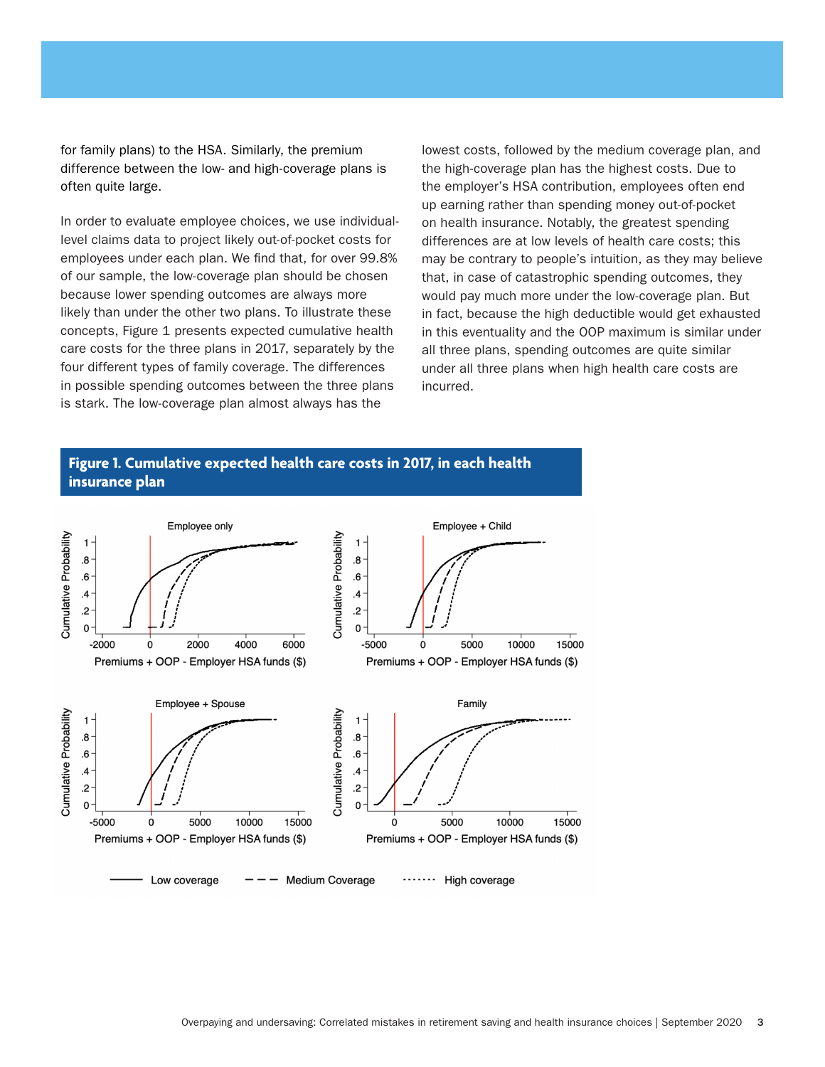for family plans) to the HSA. Similarly, the premium difference between the low- and high-coverage plans is often quite large.

In order to evaluate employee choices, we use individual-level claims data to project likely out-of-pocket costs for employees under each plan. We find that, for over 99.8% of our sample, the low-coverage plan should be chosen because lower spending outcomes are always more likely than under the other two plans. To illustrate these concepts, Figure 1 presents expected cumulative health care costs for the three plans in 2017, separately by the four different types of family coverage. The differences in possible spending outcomes between the three plans is stark. The low-coverage plan almost always has the lowest costs, followed by the medium coverage plan, and the high-coverage plan has the highest costs. Due to the employer's HSA contribution, employees often end up earning rather than spending money out-of-pocket on health insurance. Notably, the greatest spending differences are at low levels of health care costs; this may be contrary to people's intuition, as they may believe that, in case of catastrophic spending outcomes, they would pay much more under the low-coverage plan. But in fact, because the high deductible would get exhausted in this eventuality and the OOP maximum is similar under all three plans, spending outcomes are quite similar under all three plans when high health care costs are incurred.

**Figure 1. Cumulative expected health care costs in 2017, in each health insurance plan**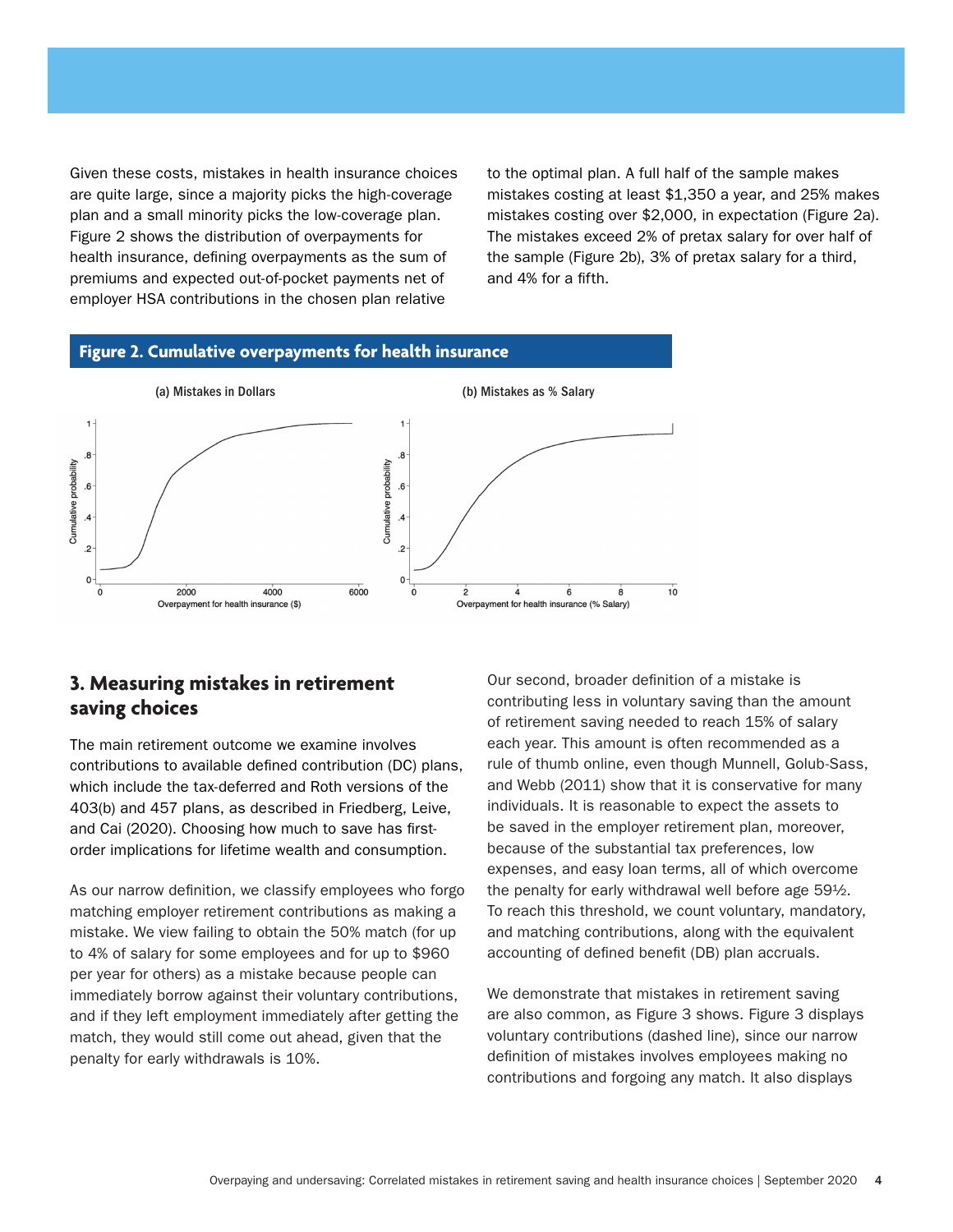Given these costs, mistakes in health insurance choices are quite large, since a majority picks the high-coverage plan and a small minority picks the low-coverage plan. Figure 2 shows the distribution of overpayments for health insurance, defining overpayments as the sum of premiums and expected out-of-pocket payments net of employer HSA contributions in the chosen plan relative to the optimal plan. A full half of the sample makes mistakes costing at least $1,350 a year, and 25% makes mistakes costing over $2,000, in expectation (Figure 2a). The mistakes exceed 2% of pretax salary for over half of the sample (Figure 2b), 3% of pretax salary for a third, and 4% for a fifth.

**Figure 2. Cumulative overpayments for health insurance**

## 3. Measuring mistakes in retirement saving choices

The main retirement outcome we examine involves contributions to available defined contribution (DC) plans, which include the tax-deferred and Roth versions of the 403(b) and 457 plans, as described in Friedberg, Leive, and Cai (2020). Choosing how much to save has first-order implications for lifetime wealth and consumption.

As our narrow definition, we classify employees who forgo matching employer retirement contributions as making a mistake. We view failing to obtain the 50% match (for up to 4% of salary for some employees and for up to $960 per year for others) as a mistake because people can immediately borrow against their voluntary contributions, and if they left employment immediately after getting the match, they would still come out ahead, given that the penalty for early withdrawals is 10%.

Our second, broader definition of a mistake is contributing less in voluntary saving than the amount of retirement saving needed to reach 15% of salary each year. This amount is often recommended as a rule of thumb online, even though Munnell, Golub-Sass, and Webb (2011) show that it is conservative for many individuals. It is reasonable to expect the assets to be saved in the employer retirement plan, moreover, because of the substantial tax preferences, low expenses, and easy loan terms, all of which overcome the penalty for early withdrawal well before age 59½. To reach this threshold, we count voluntary, mandatory, and matching contributions, along with the equivalent accounting of defined benefit (DB) plan accruals.

We demonstrate that mistakes in retirement saving are also common, as Figure 3 shows. Figure 3 displays voluntary contributions (dashed line), since our narrow definition of mistakes involves employees making no contributions and forgoing any match. It also displays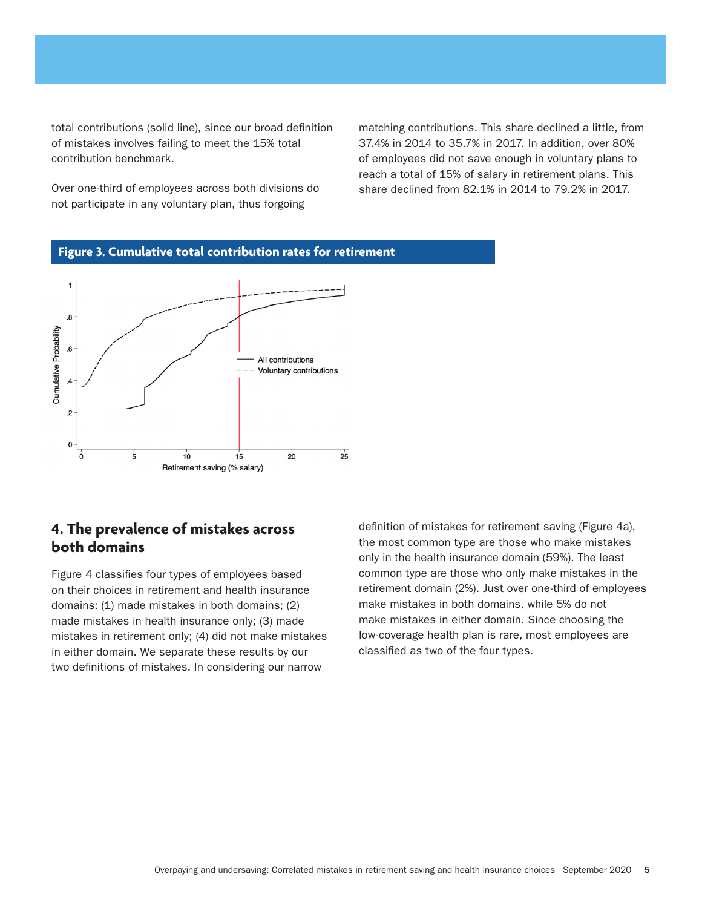total contributions (solid line), since our broad definition of mistakes involves failing to meet the 15% total contribution benchmark.

Over one-third of employees across both divisions do not participate in any voluntary plan, thus forgoing matching contributions. This share declined a little, from 37.4% in 2014 to 35.7% in 2017. In addition, over 80% of employees did not save enough in voluntary plans to reach a total of 15% of salary in retirement plans. This share declined from 82.1% in 2014 to 79.2% in 2017.

**Figure 3. Cumulative total contribution rates for retirement**

## 4. The prevalence of mistakes across both domains

Figure 4 classifies four types of employees based on their choices in retirement and health insurance domains: (1) made mistakes in both domains; (2) made mistakes in health insurance only; (3) made mistakes in retirement only; (4) did not make mistakes in either domain. We separate these results by our two definitions of mistakes. In considering our narrow definition of mistakes for retirement saving (Figure 4a), the most common type are those who make mistakes only in the health insurance domain (59%). The least common type are those who only make mistakes in the retirement domain (2%). Just over one-third of employees make mistakes in both domains, while 5% do not make mistakes in either domain. Since choosing the low-coverage health plan is rare, most employees are classified as two of the four types.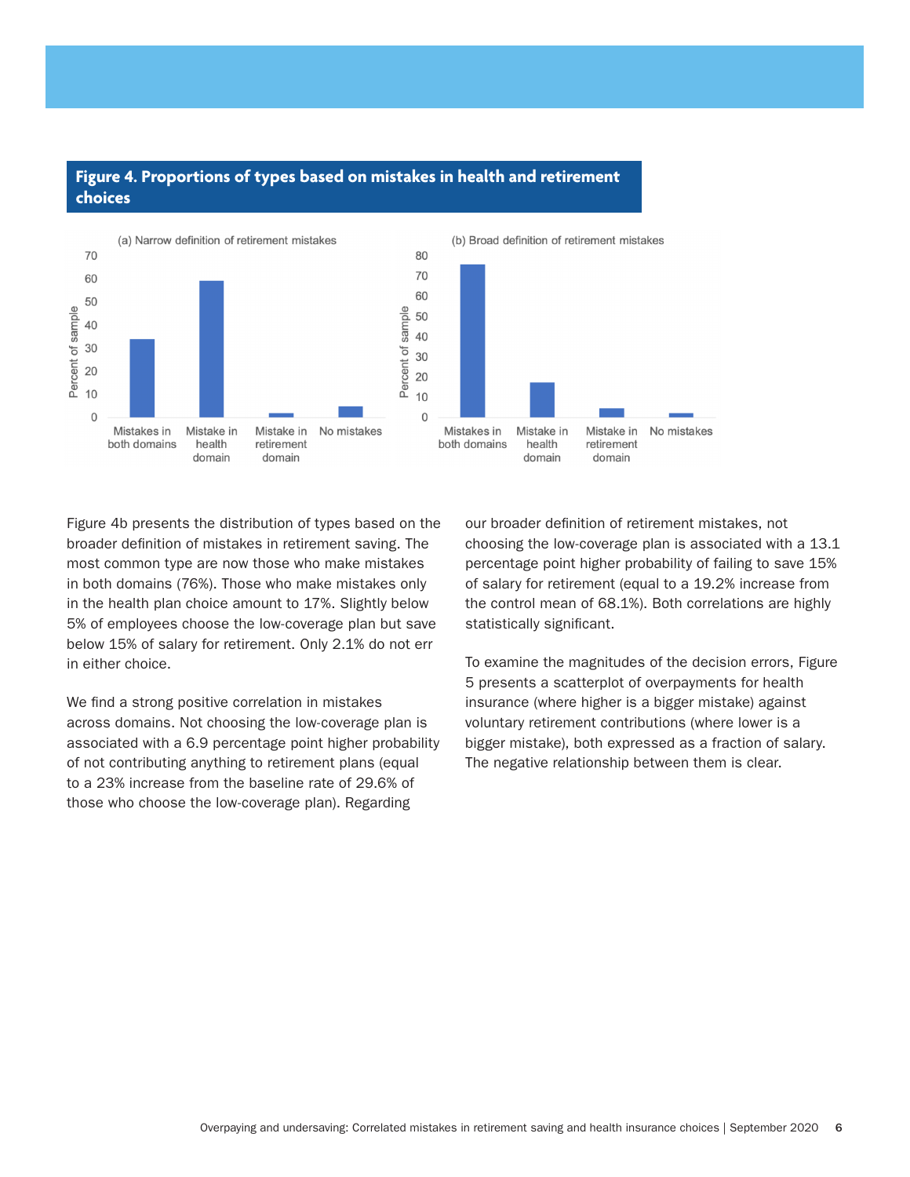**Figure 4. Proportions of types based on mistakes in health and retirement choices**

Figure 4b presents the distribution of types based on the broader definition of mistakes in retirement saving. The most common type are now those who make mistakes in both domains (76%). Those who make mistakes only in the health plan choice amount to 17%. Slightly below 5% of employees choose the low-coverage plan but save below 15% of salary for retirement. Only 2.1% do not err in either choice.

We find a strong positive correlation in mistakes across domains. Not choosing the low-coverage plan is associated with a 6.9 percentage point higher probability of not contributing anything to retirement plans (equal to a 23% increase from the baseline rate of 29.6% of those who choose the low-coverage plan). Regarding our broader definition of retirement mistakes, not choosing the low-coverage plan is associated with a 13.1 percentage point higher probability of failing to save 15% of salary for retirement (equal to a 19.2% increase from the control mean of 68.1%). Both correlations are highly statistically significant.

To examine the magnitudes of the decision errors, Figure 5 presents a scatterplot of overpayments for health insurance (where higher is a bigger mistake) against voluntary retirement contributions (where lower is a bigger mistake), both expressed as a fraction of salary. The negative relationship between them is clear.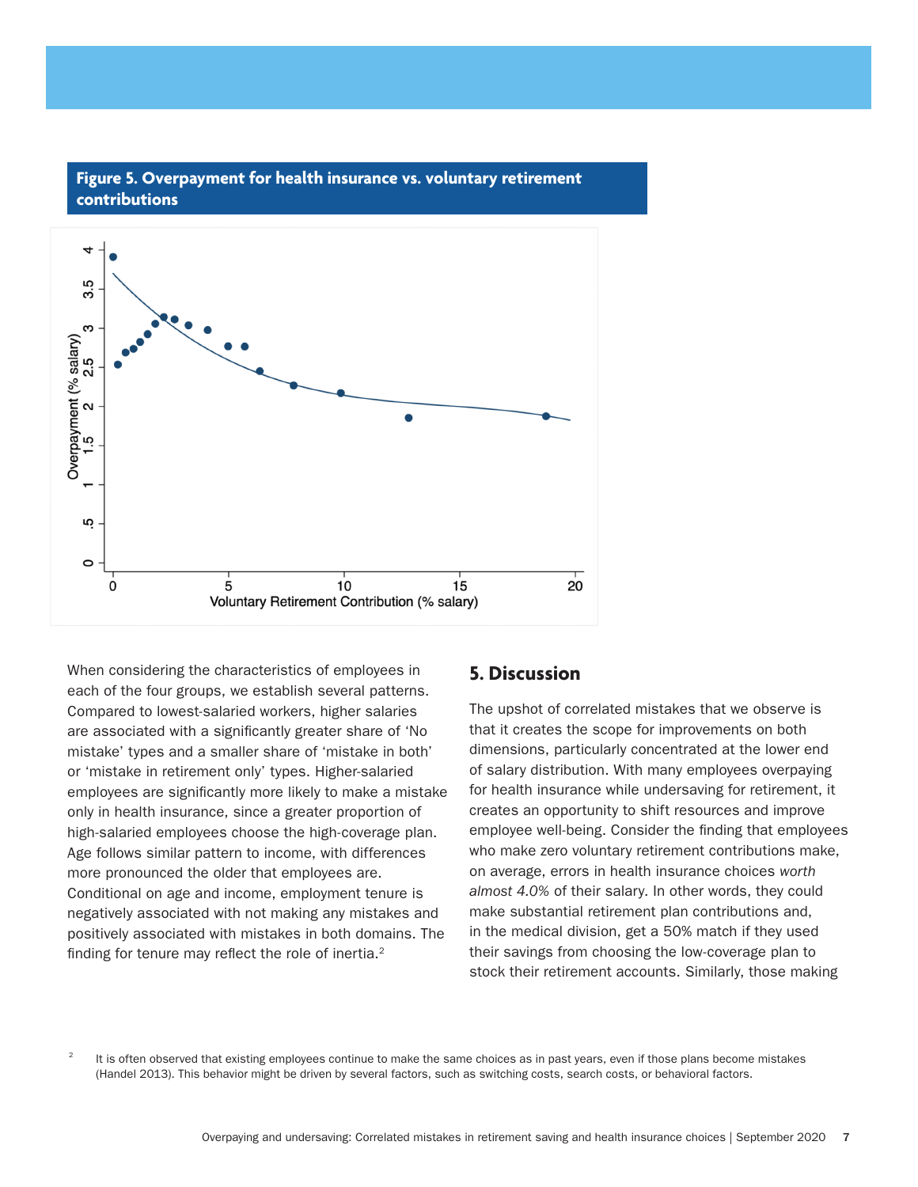**Figure 5. Overpayment for health insurance vs. voluntary retirement contributions**

When considering the characteristics of employees in each of the four groups, we establish several patterns. Compared to lowest-salaried workers, higher salaries are associated with a significantly greater share of 'No mistake' types and a smaller share of 'mistake in both' or 'mistake in retirement only' types. Higher-salaried employees are significantly more likely to make a mistake only in health insurance, since a greater proportion of high-salaried employees choose the high-coverage plan. Age follows similar pattern to income, with differences more pronounced the older that employees are. Conditional on age and income, employment tenure is negatively associated with not making any mistakes and positively associated with mistakes in both domains. The finding for tenure may reflect the role of inertia.[2]

## 5. Discussion

The upshot of correlated mistakes that we observe is that it creates the scope for improvements on both dimensions, particularly concentrated at the lower end of salary distribution. With many employees overpaying for health insurance while undersaving for retirement, it creates an opportunity to shift resources and improve employee well-being. Consider the finding that employees who make zero voluntary retirement contributions make, on average, errors in health insurance choices *worth almost 4.0%* of their salary. In other words, they could make substantial retirement plan contributions and, in the medical division, get a 50% match if they used their savings from choosing the low-coverage plan to stock their retirement accounts. Similarly, those making

[2] It is often observed that existing employees continue to make the same choices as in past years, even if those plans become mistakes (Handel 2013). This behavior might be driven by several factors, such as switching costs, search costs, or behavioral factors.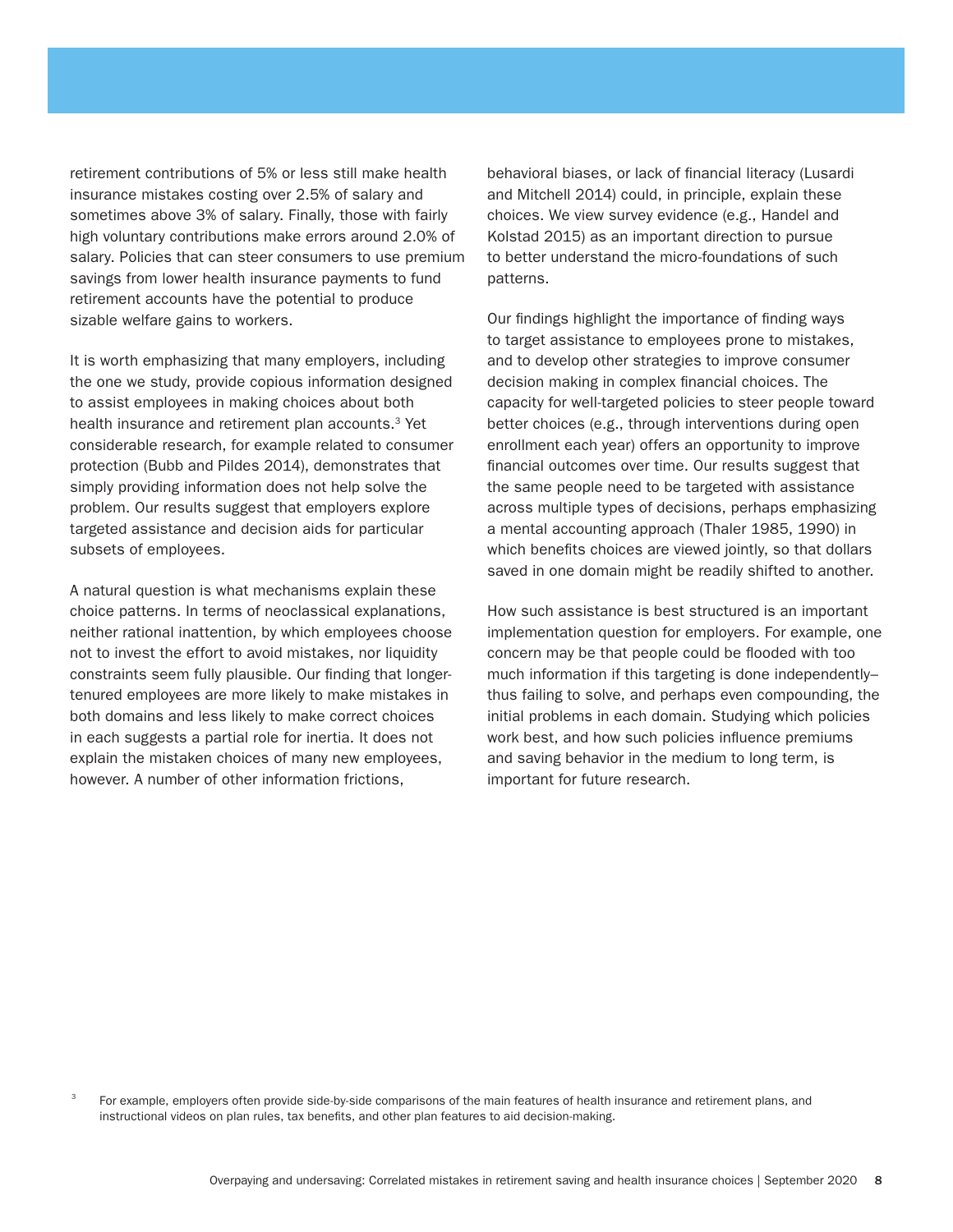retirement contributions of 5% or less still make health insurance mistakes costing over 2.5% of salary and sometimes above 3% of salary. Finally, those with fairly high voluntary contributions make errors around 2.0% of salary. Policies that can steer consumers to use premium savings from lower health insurance payments to fund retirement accounts have the potential to produce sizable welfare gains to workers.

It is worth emphasizing that many employers, including the one we study, provide copious information designed to assist employees in making choices about both health insurance and retirement plan accounts.[3] Yet considerable research, for example related to consumer protection (Bubb and Pildes 2014), demonstrates that simply providing information does not help solve the problem. Our results suggest that employers explore targeted assistance and decision aids for particular subsets of employees.

A natural question is what mechanisms explain these choice patterns. In terms of neoclassical explanations, neither rational inattention, by which employees choose not to invest the effort to avoid mistakes, nor liquidity constraints seem fully plausible. Our finding that longer-tenured employees are more likely to make mistakes in both domains and less likely to make correct choices in each suggests a partial role for inertia. It does not explain the mistaken choices of many new employees, however. A number of other information frictions, behavioral biases, or lack of financial literacy (Lusardi and Mitchell 2014) could, in principle, explain these choices. We view survey evidence (e.g., Handel and Kolstad 2015) as an important direction to pursue to better understand the micro-foundations of such patterns.

Our findings highlight the importance of finding ways to target assistance to employees prone to mistakes, and to develop other strategies to improve consumer decision making in complex financial choices. The capacity for well-targeted policies to steer people toward better choices (e.g., through interventions during open enrollment each year) offers an opportunity to improve financial outcomes over time. Our results suggest that the same people need to be targeted with assistance across multiple types of decisions, perhaps emphasizing a mental accounting approach (Thaler 1985, 1990) in which benefits choices are viewed jointly, so that dollars saved in one domain might be readily shifted to another.

How such assistance is best structured is an important implementation question for employers. For example, one concern may be that people could be flooded with too much information if this targeting is done independently–thus failing to solve, and perhaps even compounding, the initial problems in each domain. Studying which policies work best, and how such policies influence premiums and saving behavior in the medium to long term, is important for future research.

[3] For example, employers often provide side-by-side comparisons of the main features of health insurance and retirement plans, and instructional videos on plan rules, tax benefits, and other plan features to aid decision-making.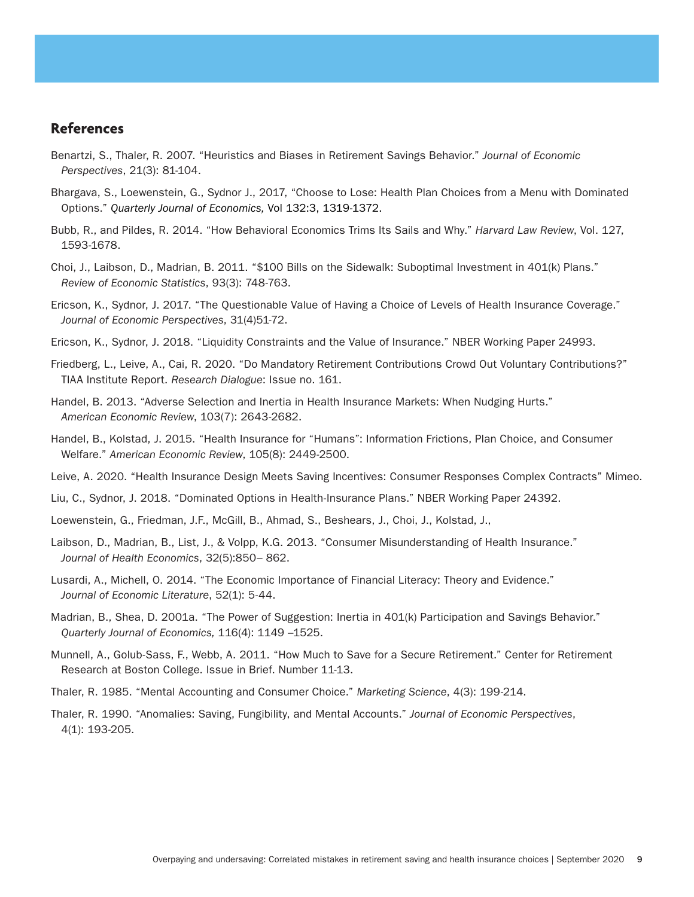## References

Benartzi, S., Thaler, R. 2007. "Heuristics and Biases in Retirement Savings Behavior." *Journal of Economic Perspectives*, 21(3): 81-104.

Bhargava, S., Loewenstein, G., Sydnor J., 2017, "Choose to Lose: Health Plan Choices from a Menu with Dominated Options." *Quarterly Journal of Economics,* Vol 132:3, 1319-1372.

Bubb, R., and Pildes, R. 2014. "How Behavioral Economics Trims Its Sails and Why." *Harvard Law Review*, Vol. 127, 1593-1678.

Choi, J., Laibson, D., Madrian, B. 2011. "$100 Bills on the Sidewalk: Suboptimal Investment in 401(k) Plans." *Review of Economic Statistics*, 93(3): 748-763.

Ericson, K., Sydnor, J. 2017. "The Questionable Value of Having a Choice of Levels of Health Insurance Coverage." *Journal of Economic Perspectives*, 31(4)51-72.

Ericson, K., Sydnor, J. 2018. "Liquidity Constraints and the Value of Insurance." NBER Working Paper 24993.

Friedberg, L., Leive, A., Cai, R. 2020. "Do Mandatory Retirement Contributions Crowd Out Voluntary Contributions?" TIAA Institute Report. *Research Dialogue*: Issue no. 161.

Handel, B. 2013. "Adverse Selection and Inertia in Health Insurance Markets: When Nudging Hurts." *American Economic Review*, 103(7): 2643-2682.

Handel, B., Kolstad, J. 2015. "Health Insurance for "Humans": Information Frictions, Plan Choice, and Consumer Welfare." *American Economic Review*, 105(8): 2449-2500.

Leive, A. 2020. "Health Insurance Design Meets Saving Incentives: Consumer Responses Complex Contracts" Mimeo.

Liu, C., Sydnor, J. 2018. "Dominated Options in Health-Insurance Plans." NBER Working Paper 24392.

Loewenstein, G., Friedman, J.F., McGill, B., Ahmad, S., Beshears, J., Choi, J., Kolstad, J.,

Laibson, D., Madrian, B., List, J., & Volpp, K.G. 2013. "Consumer Misunderstanding of Health Insurance." *Journal of Health Economics*, 32(5):850– 862.

Lusardi, A., Michell, O. 2014. "The Economic Importance of Financial Literacy: Theory and Evidence." *Journal of Economic Literature*, 52(1): 5-44.

Madrian, B., Shea, D. 2001a. "The Power of Suggestion: Inertia in 401(k) Participation and Savings Behavior." *Quarterly Journal of Economics,* 116(4): 1149 –1525.

Munnell, A., Golub-Sass, F., Webb, A. 2011. "How Much to Save for a Secure Retirement." Center for Retirement Research at Boston College. Issue in Brief. Number 11-13.

Thaler, R. 1985. "Mental Accounting and Consumer Choice." *Marketing Science*, 4(3): 199-214.

Thaler, R. 1990. "Anomalies: Saving, Fungibility, and Mental Accounts." *Journal of Economic Perspectives*, 4(1): 193-205.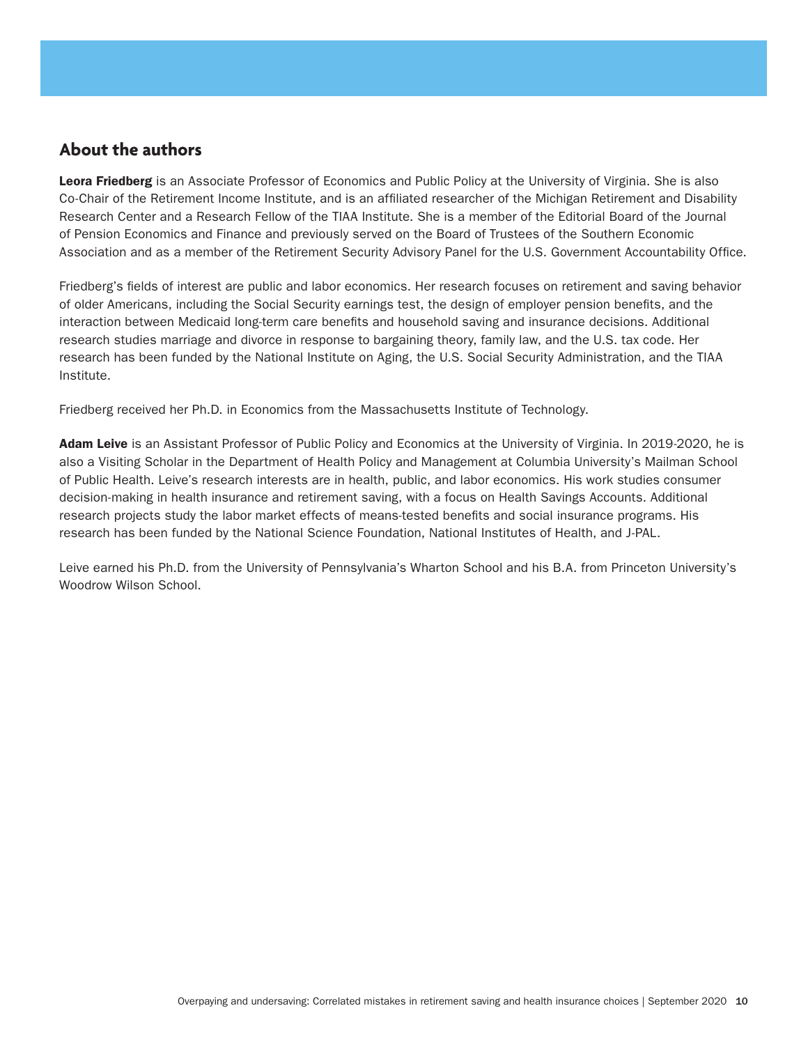## About the authors

**Leora Friedberg** is an Associate Professor of Economics and Public Policy at the University of Virginia. She is also Co-Chair of the Retirement Income Institute, and is an affiliated researcher of the Michigan Retirement and Disability Research Center and a Research Fellow of the TIAA Institute. She is a member of the Editorial Board of the Journal of Pension Economics and Finance and previously served on the Board of Trustees of the Southern Economic Association and as a member of the Retirement Security Advisory Panel for the U.S. Government Accountability Office.

Friedberg's fields of interest are public and labor economics. Her research focuses on retirement and saving behavior of older Americans, including the Social Security earnings test, the design of employer pension benefits, and the interaction between Medicaid long-term care benefits and household saving and insurance decisions. Additional research studies marriage and divorce in response to bargaining theory, family law, and the U.S. tax code. Her research has been funded by the National Institute on Aging, the U.S. Social Security Administration, and the TIAA Institute.

Friedberg received her Ph.D. in Economics from the Massachusetts Institute of Technology.

**Adam Leive** is an Assistant Professor of Public Policy and Economics at the University of Virginia. In 2019-2020, he is also a Visiting Scholar in the Department of Health Policy and Management at Columbia University's Mailman School of Public Health. Leive's research interests are in health, public, and labor economics. His work studies consumer decision-making in health insurance and retirement saving, with a focus on Health Savings Accounts. Additional research projects study the labor market effects of means-tested benefits and social insurance programs. His research has been funded by the National Science Foundation, National Institutes of Health, and J-PAL.

Leive earned his Ph.D. from the University of Pennsylvania's Wharton School and his B.A. from Princeton University's Woodrow Wilson School.